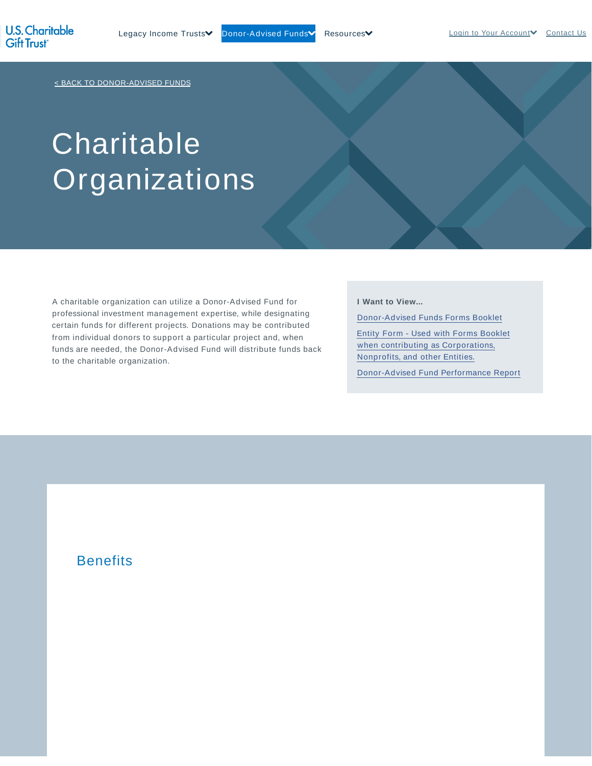U.S. Charitable Gift Trust

Legacy Income Trusts | Donor-Advised Funds | Resources | Login to Your Account | Contact Us

< BACK TO DONOR-ADVISED FUNDS

# Charitable Organizations

A charitable organization can utilize a Donor-Advised Fund for professional investment management expertise, while designating certain funds for different projects. Donations may be contributed from individual donors to support a particular project and, when funds are needed, the Donor-Advised Fund will distribute funds back to the charitable organization.

**I Want to View...**

- Donor-Advised Funds Forms Booklet
- Entity Form - Used with Forms Booklet when contributing as Corporations, Nonprofits, and other Entities.
- Donor-Advised Fund Performance Report

## Benefits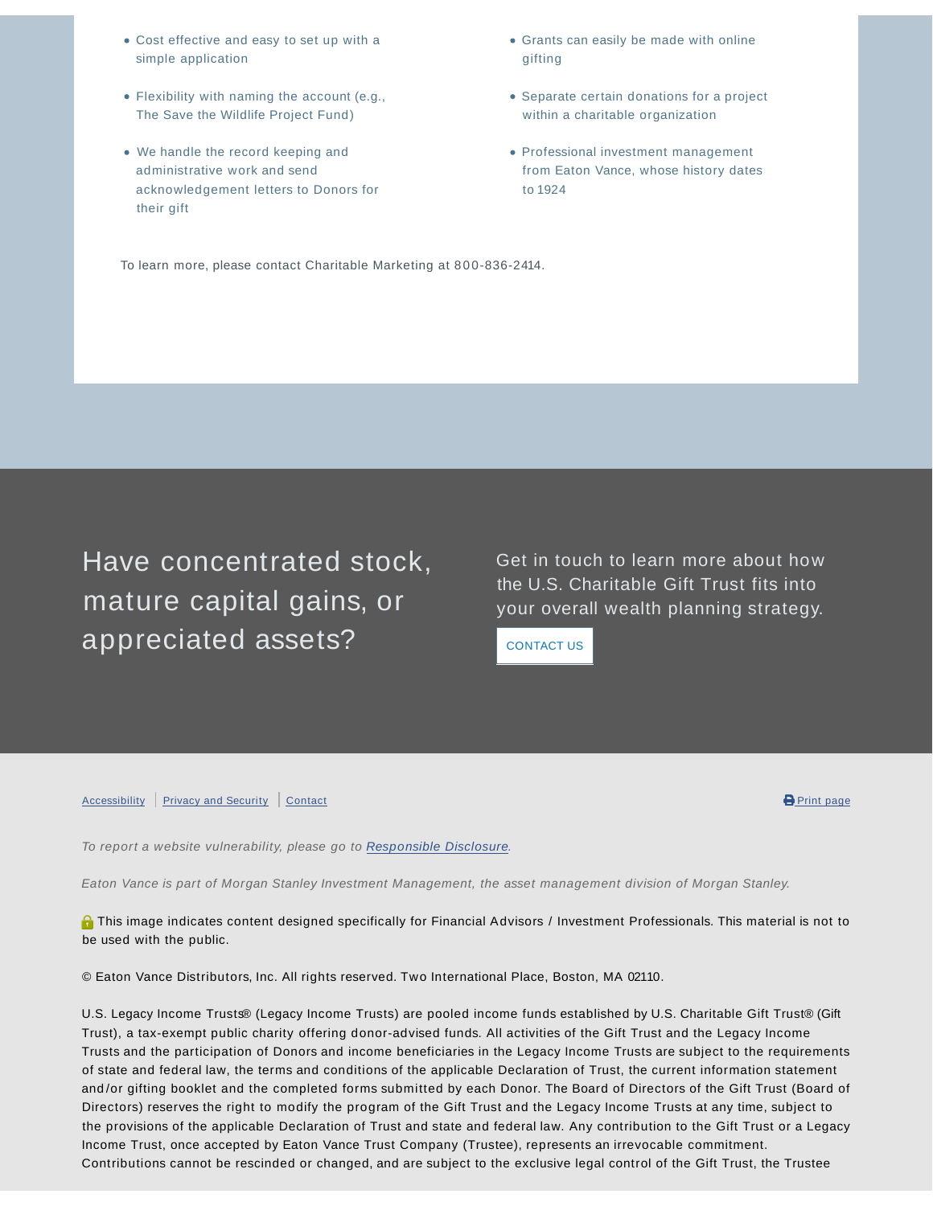- Cost effective and easy to set up with a simple application
- Flexibility with naming the account (e.g., The Save the Wildlife Project Fund)
- We handle the record keeping and administrative work and send acknowledgement letters to Donors for their gift
- Grants can easily be made with online gifting
- Separate certain donations for a project within a charitable organization
- Professional investment management from Eaton Vance, whose history dates to 1924

To learn more, please contact Charitable Marketing at 800-836-2414.

## Have concentrated stock, mature capital gains, or appreciated assets?

Get in touch to learn more about how the U.S. Charitable Gift Trust fits into your overall wealth planning strategy.

CONTACT US

Accessibility | Privacy and Security | Contact

Print page

*To report a website vulnerability, please go to Responsible Disclosure.*

*Eaton Vance is part of Morgan Stanley Investment Management, the asset management division of Morgan Stanley.*

This image indicates content designed specifically for Financial Advisors / Investment Professionals. This material is not to be used with the public.

© Eaton Vance Distributors, Inc. All rights reserved. Two International Place, Boston, MA 02110.

U.S. Legacy Income Trusts® (Legacy Income Trusts) are pooled income funds established by U.S. Charitable Gift Trust® (Gift Trust), a tax-exempt public charity offering donor-advised funds. All activities of the Gift Trust and the Legacy Income Trusts and the participation of Donors and income beneficiaries in the Legacy Income Trusts are subject to the requirements of state and federal law, the terms and conditions of the applicable Declaration of Trust, the current information statement and/or gifting booklet and the completed forms submitted by each Donor. The Board of Directors of the Gift Trust (Board of Directors) reserves the right to modify the program of the Gift Trust and the Legacy Income Trusts at any time, subject to the provisions of the applicable Declaration of Trust and state and federal law. Any contribution to the Gift Trust or a Legacy Income Trust, once accepted by Eaton Vance Trust Company (Trustee), represents an irrevocable commitment. Contributions cannot be rescinded or changed, and are subject to the exclusive legal control of the Gift Trust, the Trustee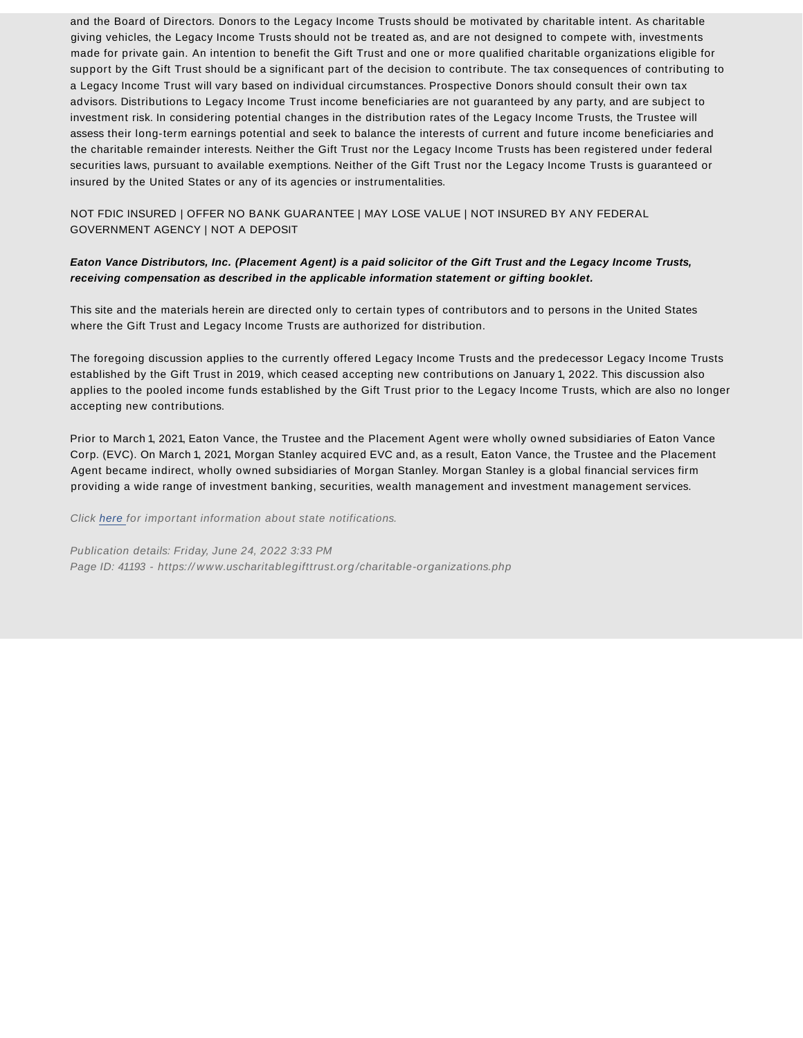and the Board of Directors. Donors to the Legacy Income Trusts should be motivated by charitable intent. As charitable giving vehicles, the Legacy Income Trusts should not be treated as, and are not designed to compete with, investments made for private gain. An intention to benefit the Gift Trust and one or more qualified charitable organizations eligible for support by the Gift Trust should be a significant part of the decision to contribute. The tax consequences of contributing to a Legacy Income Trust will vary based on individual circumstances. Prospective Donors should consult their own tax advisors. Distributions to Legacy Income Trust income beneficiaries are not guaranteed by any party, and are subject to investment risk. In considering potential changes in the distribution rates of the Legacy Income Trusts, the Trustee will assess their long-term earnings potential and seek to balance the interests of current and future income beneficiaries and the charitable remainder interests. Neither the Gift Trust nor the Legacy Income Trusts has been registered under federal securities laws, pursuant to available exemptions. Neither of the Gift Trust nor the Legacy Income Trusts is guaranteed or insured by the United States or any of its agencies or instrumentalities.

NOT FDIC INSURED | OFFER NO BANK GUARANTEE | MAY LOSE VALUE | NOT INSURED BY ANY FEDERAL GOVERNMENT AGENCY | NOT A DEPOSIT

***Eaton Vance Distributors, Inc. (Placement Agent) is a paid solicitor of the Gift Trust and the Legacy Income Trusts, receiving compensation as described in the applicable information statement or gifting booklet.***

This site and the materials herein are directed only to certain types of contributors and to persons in the United States where the Gift Trust and Legacy Income Trusts are authorized for distribution.

The foregoing discussion applies to the currently offered Legacy Income Trusts and the predecessor Legacy Income Trusts established by the Gift Trust in 2019, which ceased accepting new contributions on January 1, 2022. This discussion also applies to the pooled income funds established by the Gift Trust prior to the Legacy Income Trusts, which are also no longer accepting new contributions.

Prior to March 1, 2021, Eaton Vance, the Trustee and the Placement Agent were wholly owned subsidiaries of Eaton Vance Corp. (EVC). On March 1, 2021, Morgan Stanley acquired EVC and, as a result, Eaton Vance, the Trustee and the Placement Agent became indirect, wholly owned subsidiaries of Morgan Stanley. Morgan Stanley is a global financial services firm providing a wide range of investment banking, securities, wealth management and investment management services.

*Click here for important information about state notifications.*

*Publication details: Friday, June 24, 2022 3:33 PM*
*Page ID: 41193 - https://www.uscharitablegifttrust.org/charitable-organizations.php*